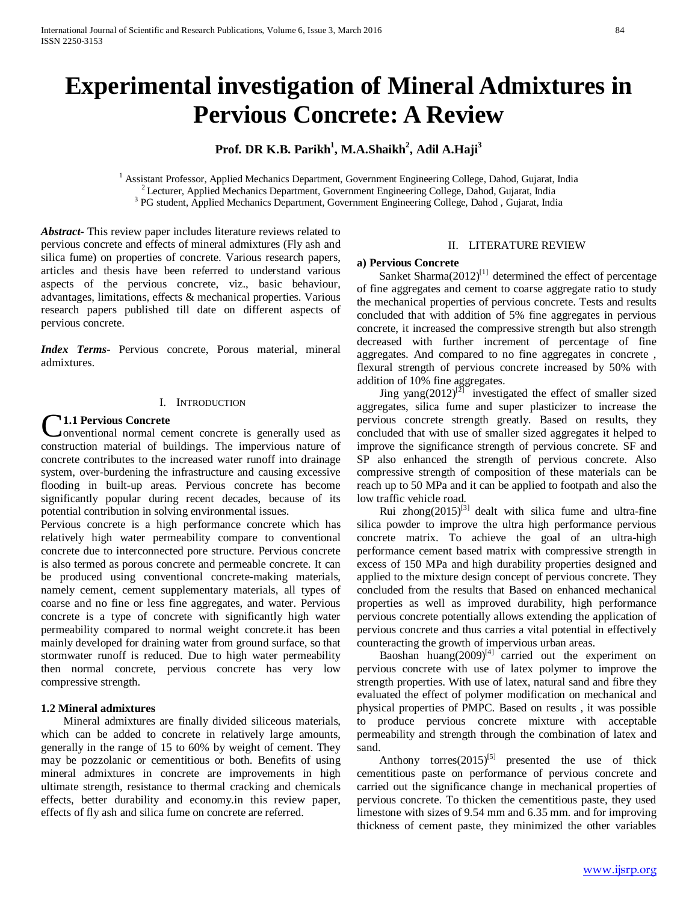# Experimental investigation of Mineral Admixtures in Pervious Concrete: A Review

**Prof. DR K.B. Parikh[1], M.A.Shaikh[2], Adil A.Haji[3]**

[1] Assistant Professor, Applied Mechanics Department, Government Engineering College, Dahod, Gujarat, India
[2] Lecturer, Applied Mechanics Department, Government Engineering College, Dahod, Gujarat, India
[3] PG student, Applied Mechanics Department, Government Engineering College, Dahod , Gujarat, India

***Abstract*-** This review paper includes literature reviews related to pervious concrete and effects of mineral admixtures (Fly ash and silica fume) on properties of concrete. Various research papers, articles and thesis have been referred to understand various aspects of the pervious concrete, viz., basic behaviour, advantages, limitations, effects & mechanical properties. Various research papers published till date on different aspects of pervious concrete.

***Index Terms*-** Pervious concrete, Porous material, mineral admixtures.

## I. Introduction

### 1.1 Pervious Concrete

Conventional normal cement concrete is generally used as construction material of buildings. The impervious nature of concrete contributes to the increased water runoff into drainage system, over-burdening the infrastructure and causing excessive flooding in built-up areas. Pervious concrete has become significantly popular during recent decades, because of its potential contribution in solving environmental issues.

Pervious concrete is a high performance concrete which has relatively high water permeability compare to conventional concrete due to interconnected pore structure. Pervious concrete is also termed as porous concrete and permeable concrete. It can be produced using conventional concrete-making materials, namely cement, cement supplementary materials, all types of coarse and no fine or less fine aggregates, and water. Pervious concrete is a type of concrete with significantly high water permeability compared to normal weight concrete.it has been mainly developed for draining water from ground surface, so that stormwater runoff is reduced. Due to high water permeability then normal concrete, pervious concrete has very low compressive strength.

### 1.2 Mineral admixtures

Mineral admixtures are finally divided siliceous materials, which can be added to concrete in relatively large amounts, generally in the range of 15 to 60% by weight of cement. They may be pozzolanic or cementitious or both. Benefits of using mineral admixtures in concrete are improvements in high ultimate strength, resistance to thermal cracking and chemicals effects, better durability and economy.in this review paper, effects of fly ash and silica fume on concrete are referred.

## II. Literature Review

### a) Pervious Concrete

Sanket Sharma(2012)[1] determined the effect of percentage of fine aggregates and cement to coarse aggregate ratio to study the mechanical properties of pervious concrete. Tests and results concluded that with addition of 5% fine aggregates in pervious concrete, it increased the compressive strength but also strength decreased with further increment of percentage of fine aggregates. And compared to no fine aggregates in concrete , flexural strength of pervious concrete increased by 50% with addition of 10% fine aggregates.

Jing yang(2012)[2] investigated the effect of smaller sized aggregates, silica fume and super plasticizer to increase the pervious concrete strength greatly. Based on results, they concluded that with use of smaller sized aggregates it helped to improve the significance strength of pervious concrete. SF and SP also enhanced the strength of pervious concrete. Also compressive strength of composition of these materials can be reach up to 50 MPa and it can be applied to footpath and also the low traffic vehicle road.

Rui zhong(2015)[3] dealt with silica fume and ultra-fine silica powder to improve the ultra high performance pervious concrete matrix. To achieve the goal of an ultra-high performance cement based matrix with compressive strength in excess of 150 MPa and high durability properties designed and applied to the mixture design concept of pervious concrete. They concluded from the results that Based on enhanced mechanical properties as well as improved durability, high performance pervious concrete potentially allows extending the application of pervious concrete and thus carries a vital potential in effectively counteracting the growth of impervious urban areas.

Baoshan huang(2009)[4] carried out the experiment on pervious concrete with use of latex polymer to improve the strength properties. With use of latex, natural sand and fibre they evaluated the effect of polymer modification on mechanical and physical properties of PMPC. Based on results , it was possible to produce pervious concrete mixture with acceptable permeability and strength through the combination of latex and sand.

Anthony torres(2015)[5] presented the use of thick cementitious paste on performance of pervious concrete and carried out the significance change in mechanical properties of pervious concrete. To thicken the cementitious paste, they used limestone with sizes of 9.54 mm and 6.35 mm. and for improving thickness of cement paste, they minimized the other variables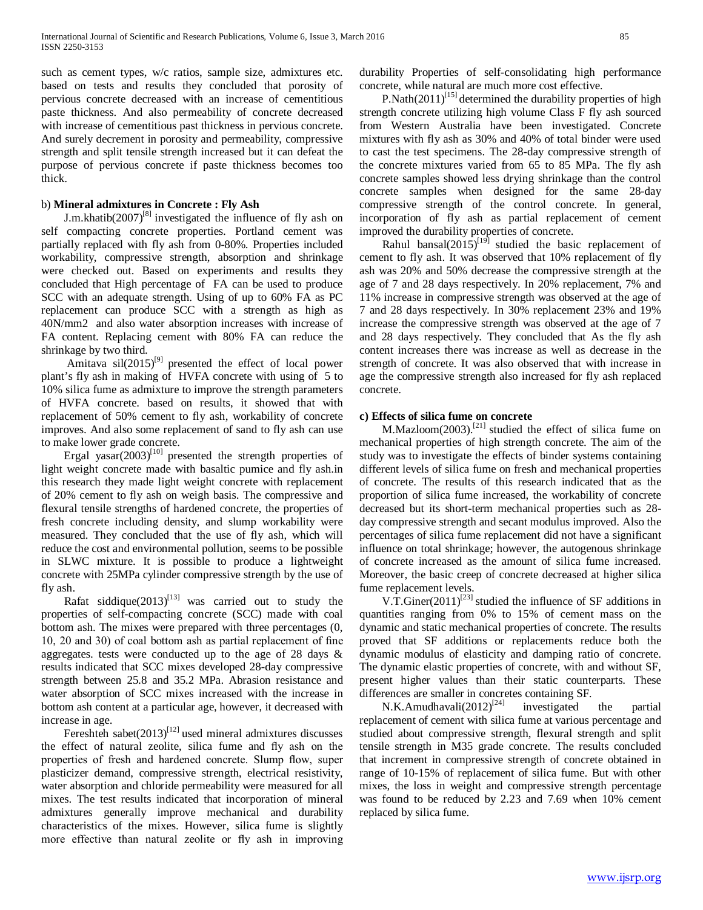such as cement types, w/c ratios, sample size, admixtures etc. based on tests and results they concluded that porosity of pervious concrete decreased with an increase of cementitious paste thickness. And also permeability of concrete decreased with increase of cementitious past thickness in pervious concrete. And surely decrement in porosity and permeability, compressive strength and split tensile strength increased but it can defeat the purpose of pervious concrete if paste thickness becomes too thick.

b) **Mineral admixtures in Concrete : Fly Ash**

J.m.khatib(2007)[8] investigated the influence of fly ash on self compacting concrete properties. Portland cement was partially replaced with fly ash from 0-80%. Properties included workability, compressive strength, absorption and shrinkage were checked out. Based on experiments and results they concluded that High percentage of FA can be used to produce SCC with an adequate strength. Using of up to 60% FA as PC replacement can produce SCC with a strength as high as 40N/mm2 and also water absorption increases with increase of FA content. Replacing cement with 80% FA can reduce the shrinkage by two third.

Amitava sil(2015)[9] presented the effect of local power plant's fly ash in making of HVFA concrete with using of 5 to 10% silica fume as admixture to improve the strength parameters of HVFA concrete. based on results, it showed that with replacement of 50% cement to fly ash, workability of concrete improves. And also some replacement of sand to fly ash can use to make lower grade concrete.

Ergal yasar(2003)[10] presented the strength properties of light weight concrete made with basaltic pumice and fly ash.in this research they made light weight concrete with replacement of 20% cement to fly ash on weigh basis. The compressive and flexural tensile strengths of hardened concrete, the properties of fresh concrete including density, and slump workability were measured. They concluded that the use of fly ash, which will reduce the cost and environmental pollution, seems to be possible in SLWC mixture. It is possible to produce a lightweight concrete with 25MPa cylinder compressive strength by the use of fly ash.

Rafat siddique(2013)[13] was carried out to study the properties of self-compacting concrete (SCC) made with coal bottom ash. The mixes were prepared with three percentages (0, 10, 20 and 30) of coal bottom ash as partial replacement of fine aggregates. tests were conducted up to the age of 28 days & results indicated that SCC mixes developed 28-day compressive strength between 25.8 and 35.2 MPa. Abrasion resistance and water absorption of SCC mixes increased with the increase in bottom ash content at a particular age, however, it decreased with increase in age.

Fereshteh sabet(2013)[12] used mineral admixtures discusses the effect of natural zeolite, silica fume and fly ash on the properties of fresh and hardened concrete. Slump flow, super plasticizer demand, compressive strength, electrical resistivity, water absorption and chloride permeability were measured for all mixes. The test results indicated that incorporation of mineral admixtures generally improve mechanical and durability characteristics of the mixes. However, silica fume is slightly more effective than natural zeolite or fly ash in improving durability Properties of self-consolidating high performance concrete, while natural are much more cost effective.

P.Nath(2011)[15] determined the durability properties of high strength concrete utilizing high volume Class F fly ash sourced from Western Australia have been investigated. Concrete mixtures with fly ash as 30% and 40% of total binder were used to cast the test specimens. The 28-day compressive strength of the concrete mixtures varied from 65 to 85 MPa. The fly ash concrete samples showed less drying shrinkage than the control concrete samples when designed for the same 28-day compressive strength of the control concrete. In general, incorporation of fly ash as partial replacement of cement improved the durability properties of concrete.

Rahul bansal(2015)[19] studied the basic replacement of cement to fly ash. It was observed that 10% replacement of fly ash was 20% and 50% decrease the compressive strength at the age of 7 and 28 days respectively. In 20% replacement, 7% and 11% increase in compressive strength was observed at the age of 7 and 28 days respectively. In 30% replacement 23% and 19% increase the compressive strength was observed at the age of 7 and 28 days respectively. They concluded that As the fly ash content increases there was increase as well as decrease in the strength of concrete. It was also observed that with increase in age the compressive strength also increased for fly ash replaced concrete.

c) **Effects of silica fume on concrete**

M.Mazloom(2003).[21] studied the effect of silica fume on mechanical properties of high strength concrete. The aim of the study was to investigate the effects of binder systems containing different levels of silica fume on fresh and mechanical properties of concrete. The results of this research indicated that as the proportion of silica fume increased, the workability of concrete decreased but its short-term mechanical properties such as 28-day compressive strength and secant modulus improved. Also the percentages of silica fume replacement did not have a significant influence on total shrinkage; however, the autogenous shrinkage of concrete increased as the amount of silica fume increased. Moreover, the basic creep of concrete decreased at higher silica fume replacement levels.

V.T.Giner(2011)[23] studied the influence of SF additions in quantities ranging from 0% to 15% of cement mass on the dynamic and static mechanical properties of concrete. The results proved that SF additions or replacements reduce both the dynamic modulus of elasticity and damping ratio of concrete. The dynamic elastic properties of concrete, with and without SF, present higher values than their static counterparts. These differences are smaller in concretes containing SF.

N.K.Amudhavali(2012)[24] investigated the partial replacement of cement with silica fume at various percentage and studied about compressive strength, flexural strength and split tensile strength in M35 grade concrete. The results concluded that increment in compressive strength of concrete obtained in range of 10-15% of replacement of silica fume. But with other mixes, the loss in weight and compressive strength percentage was found to be reduced by 2.23 and 7.69 when 10% cement replaced by silica fume.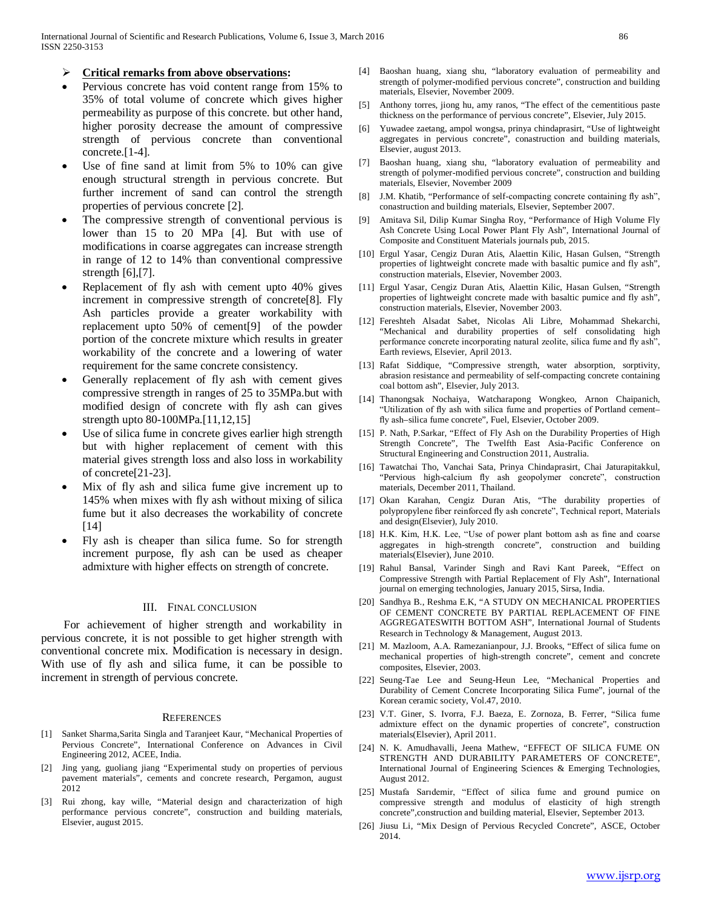- **Critical remarks from above observations:**

- Pervious concrete has void content range from 15% to 35% of total volume of concrete which gives higher permeability as purpose of this concrete. but other hand, higher porosity decrease the amount of compressive strength of pervious concrete than conventional concrete.[1-4].
- Use of fine sand at limit from 5% to 10% can give enough structural strength in pervious concrete. But further increment of sand can control the strength properties of pervious concrete [2].
- The compressive strength of conventional pervious is lower than 15 to 20 MPa [4]. But with use of modifications in coarse aggregates can increase strength in range of 12 to 14% than conventional compressive strength [6],[7].
- Replacement of fly ash with cement upto 40% gives increment in compressive strength of concrete[8]. Fly Ash particles provide a greater workability with replacement upto 50% of cement[9] of the powder portion of the concrete mixture which results in greater workability of the concrete and a lowering of water requirement for the same concrete consistency.
- Generally replacement of fly ash with cement gives compressive strength in ranges of 25 to 35MPa.but with modified design of concrete with fly ash can gives strength upto 80-100MPa.[11,12,15]
- Use of silica fume in concrete gives earlier high strength but with higher replacement of cement with this material gives strength loss and also loss in workability of concrete[21-23].
- Mix of fly ash and silica fume give increment up to 145% when mixes with fly ash without mixing of silica fume but it also decreases the workability of concrete [14]
- Fly ash is cheaper than silica fume. So for strength increment purpose, fly ash can be used as cheaper admixture with higher effects on strength of concrete.

## III. Final Conclusion

For achievement of higher strength and workability in pervious concrete, it is not possible to get higher strength with conventional concrete mix. Modification is necessary in design. With use of fly ash and silica fume, it can be possible to increment in strength of pervious concrete.

## References

[1] Sanket Sharma,Sarita Singla and Taranjeet Kaur, "Mechanical Properties of Pervious Concrete", International Conference on Advances in Civil Engineering 2012, ACEE, India.

[2] Jing yang, guoliang jiang "Experimental study on properties of pervious pavement materials", cements and concrete research, Pergamon, august 2012

[3] Rui zhong, kay wille, "Material design and characterization of high performance pervious concrete", construction and building materials, Elsevier, august 2015.

[4] Baoshan huang, xiang shu, "laboratory evaluation of permeability and strength of polymer-modified pervious concrete", construction and building materials, Elsevier, November 2009.

[5] Anthony torres, jiong hu, amy ranos, "The effect of the cementitious paste thickness on the performance of pervious concrete", Elsevier, July 2015.

[6] Yuwadee zaetang, ampol wongsa, prinya chindaprasirt, "Use of lightweight aggregates in pervious concrete", conastruction and building materials, Elsevier, august 2013.

[7] Baoshan huang, xiang shu, "laboratory evaluation of permeability and strength of polymer-modified pervious concrete", construction and building materials, Elsevier, November 2009

[8] J.M. Khatib, "Performance of self-compacting concrete containing fly ash", conastruction and building materials, Elsevier, September 2007.

[9] Amitava Sil, Dilip Kumar Singha Roy, "Performance of High Volume Fly Ash Concrete Using Local Power Plant Fly Ash", International Journal of Composite and Constituent Materials journals pub, 2015.

[10] Ergul Yasar, Cengiz Duran Atis, Alaettin Kilic, Hasan Gulsen, "Strength properties of lightweight concrete made with basaltic pumice and fly ash", construction materials, Elsevier, November 2003.

[11] Ergul Yasar, Cengiz Duran Atis, Alaettin Kilic, Hasan Gulsen, "Strength properties of lightweight concrete made with basaltic pumice and fly ash", construction materials, Elsevier, November 2003.

[12] Fereshteh Alsadat Sabet, Nicolas Ali Libre, Mohammad Shekarchi, "Mechanical and durability properties of self consolidating high performance concrete incorporating natural zeolite, silica fume and fly ash", Earth reviews, Elsevier, April 2013.

[13] Rafat Siddique, "Compressive strength, water absorption, sorptivity, abrasion resistance and permeability of self-compacting concrete containing coal bottom ash", Elsevier, July 2013.

[14] Thanongsak Nochaiya, Watcharapong Wongkeo, Arnon Chaipanich, "Utilization of fly ash with silica fume and properties of Portland cement–fly ash–silica fume concrete", Fuel, Elsevier, October 2009.

[15] P. Nath, P.Sarkar, "Effect of Fly Ash on the Durability Properties of High Strength Concrete", The Twelfth East Asia-Pacific Conference on Structural Engineering and Construction 2011, Australia.

[16] Tawatchai Tho, Vanchai Sata, Prinya Chindaprasirt, Chai Jaturapitakkul, "Pervious high-calcium fly ash geopolymer concrete", construction materials, December 2011, Thailand.

[17] Okan Karahan, Cengiz Duran Atis, "The durability properties of polypropylene fiber reinforced fly ash concrete", Technical report, Materials and design(Elsevier), July 2010.

[18] H.K. Kim, H.K. Lee, "Use of power plant bottom ash as fine and coarse aggregates in high-strength concrete", construction and building materials(Elsevier), June 2010.

[19] Rahul Bansal, Varinder Singh and Ravi Kant Pareek, "Effect on Compressive Strength with Partial Replacement of Fly Ash", International journal on emerging technologies, January 2015, Sirsa, India.

[20] Sandhya B., Reshma E.K, "A STUDY ON MECHANICAL PROPERTIES OF CEMENT CONCRETE BY PARTIAL REPLACEMENT OF FINE AGGREGATESWITH BOTTOM ASH", International Journal of Students Research in Technology & Management, August 2013.

[21] M. Mazloom, A.A. Ramezanianpour, J.J. Brooks, "Effect of silica fume on mechanical properties of high-strength concrete", cement and concrete composites, Elsevier, 2003.

[22] Seung-Tae Lee and Seung-Heun Lee, "Mechanical Properties and Durability of Cement Concrete Incorporating Silica Fume", journal of the Korean ceramic society, Vol.47, 2010.

[23] V.T. Giner, S. Ivorra, F.J. Baeza, E. Zornoza, B. Ferrer, "Silica fume admixture effect on the dynamic properties of concrete", construction materials(Elsevier), April 2011.

[24] N. K. Amudhavalli, Jeena Mathew, "EFFECT OF SILICA FUME ON STRENGTH AND DURABILITY PARAMETERS OF CONCRETE", International Journal of Engineering Sciences & Emerging Technologies, August 2012.

[25] Mustafa Sarıdemir, "Effect of silica fume and ground pumice on compressive strength and modulus of elasticity of high strength concrete",construction and building material, Elsevier, September 2013.

[26] Jiusu Li, "Mix Design of Pervious Recycled Concrete", ASCE, October 2014.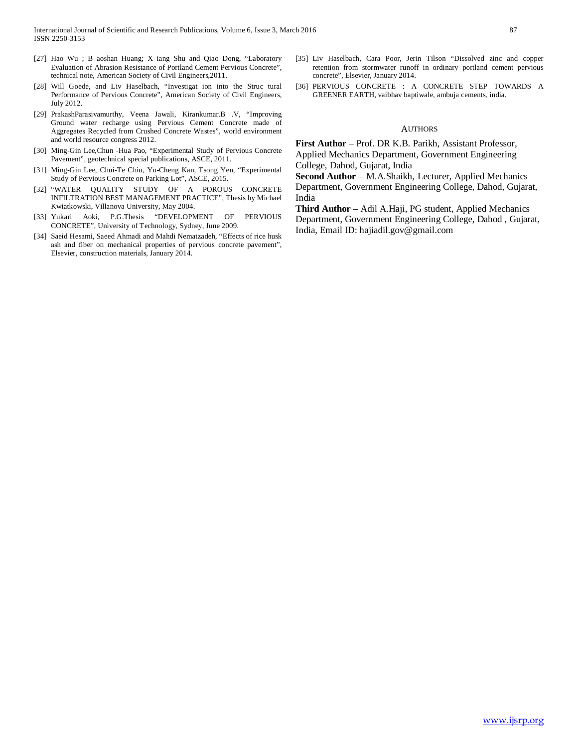[27] Hao Wu ; B aoshan Huang; X iang Shu and Qiao Dong, "Laboratory Evaluation of Abrasion Resistance of Portland Cement Pervious Concrete", technical note, American Society of Civil Engineers,2011.

[28] Will Goede, and Liv Haselbach, "Investigat ion into the Struc tural Performance of Pervious Concrete", American Society of Civil Engineers, July 2012.

[29] PrakashParasivamurthy, Veena Jawali, Kirankumar.B .V, "Improving Ground water recharge using Pervious Cement Concrete made of Aggregates Recycled from Crushed Concrete Wastes", world environment and world resource congress 2012.

[30] Ming-Gin Lee,Chun -Hua Pao, "Experimental Study of Pervious Concrete Pavement", geotechnical special publications, ASCE, 2011.

[31] Ming-Gin Lee, Chui-Te Chiu, Yu-Cheng Kan, Tsong Yen, "Experimental Study of Pervious Concrete on Parking Lot", ASCE, 2015.

[32] "WATER QUALITY STUDY OF A POROUS CONCRETE INFILTRATION BEST MANAGEMENT PRACTICE", Thesis by Michael Kwiatkowski, Villanova University, May 2004.

[33] Yukari Aoki, P.G.Thesis "DEVELOPMENT OF PERVIOUS CONCRETE", University of Technology, Sydney, June 2009.

[34] Saeid Hesami, Saeed Ahmadi and Mahdi Nematzadeh, "Effects of rice husk ash and fiber on mechanical properties of pervious concrete pavement", Elsevier, construction materials, January 2014.

[35] Liv Haselbach, Cara Poor, Jerin Tilson "Dissolved zinc and copper retention from stormwater runoff in ordinary portland cement pervious concrete", Elsevier, January 2014.

[36] PERVIOUS CONCRETE : A CONCRETE STEP TOWARDS A GREENER EARTH, vaibhav baptiwale, ambuja cements, india.

## AUTHORS

**First Author** – Prof. DR K.B. Parikh, Assistant Professor, Applied Mechanics Department, Government Engineering College, Dahod, Gujarat, India

**Second Author** – M.A.Shaikh, Lecturer, Applied Mechanics Department, Government Engineering College, Dahod, Gujarat, India

**Third Author** – Adil A.Haji, PG student, Applied Mechanics Department, Government Engineering College, Dahod , Gujarat, India, Email ID: hajiadil.gov@gmail.com